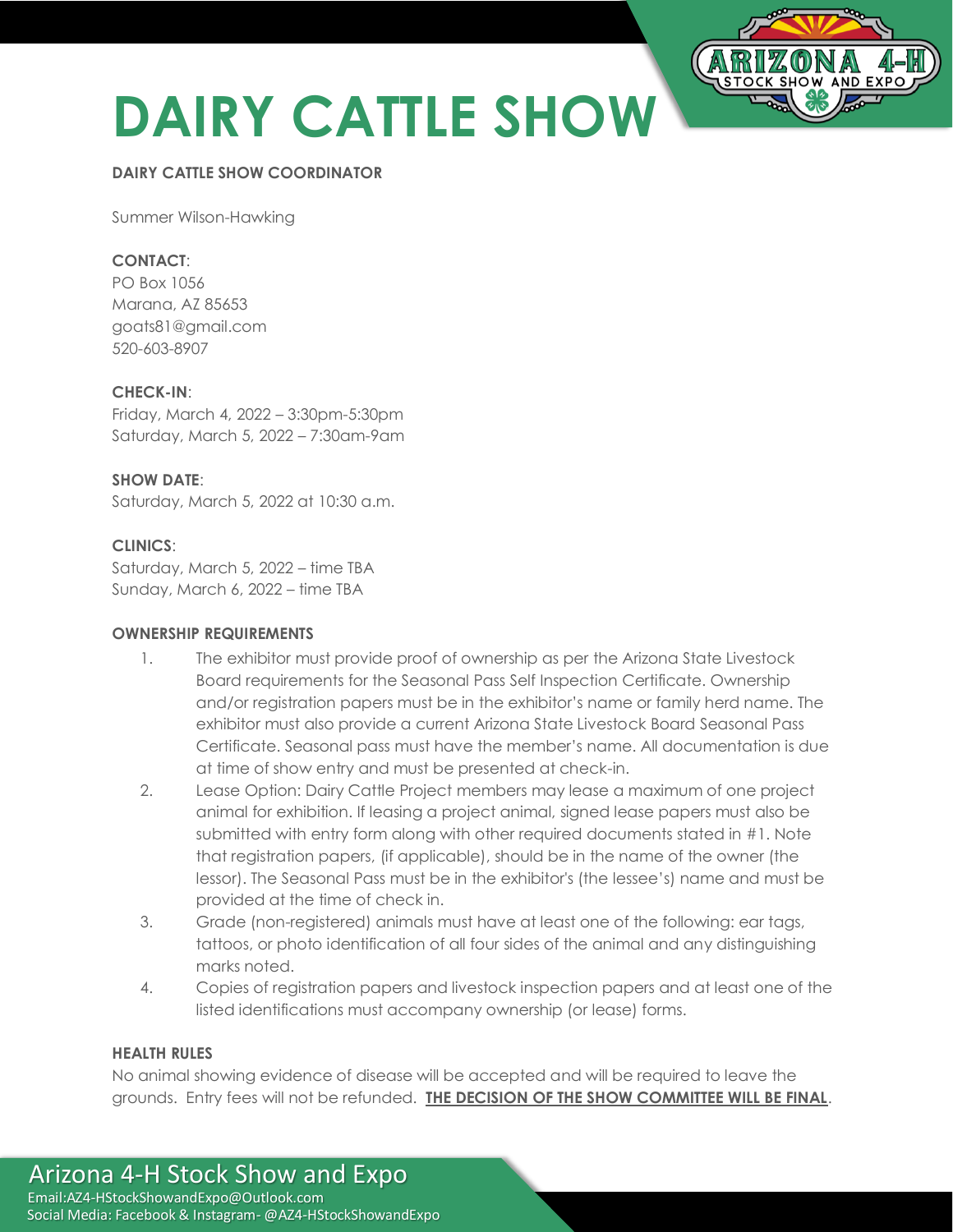# DAIRY CATTLE SHOW

**DAIRY CATTLE SHOW COORDINATOR**

Summer Wilson-Hawking

**CONTACT**:
PO Box 1056
Marana, AZ 85653
goats81@gmail.com
520-603-8907

**CHECK-IN**:
Friday, March 4, 2022 – 3:30pm-5:30pm
Saturday, March 5, 2022 – 7:30am-9am

**SHOW DATE**:
Saturday, March 5, 2022 at 10:30 a.m.

**CLINICS**:
Saturday, March 5, 2022 – time TBA
Sunday, March 6, 2022 – time TBA

**OWNERSHIP REQUIREMENTS**

1. The exhibitor must provide proof of ownership as per the Arizona State Livestock Board requirements for the Seasonal Pass Self Inspection Certificate. Ownership and/or registration papers must be in the exhibitor's name or family herd name. The exhibitor must also provide a current Arizona State Livestock Board Seasonal Pass Certificate. Seasonal pass must have the member's name. All documentation is due at time of show entry and must be presented at check-in.
2. Lease Option: Dairy Cattle Project members may lease a maximum of one project animal for exhibition. If leasing a project animal, signed lease papers must also be submitted with entry form along with other required documents stated in #1. Note that registration papers, (if applicable), should be in the name of the owner (the lessor). The Seasonal Pass must be in the exhibitor's (the lessee's) name and must be provided at the time of check in.
3. Grade (non-registered) animals must have at least one of the following: ear tags, tattoos, or photo identification of all four sides of the animal and any distinguishing marks noted.
4. Copies of registration papers and livestock inspection papers and at least one of the listed identifications must accompany ownership (or lease) forms.

**HEALTH RULES**

No animal showing evidence of disease will be accepted and will be required to leave the grounds. Entry fees will not be refunded. **THE DECISION OF THE SHOW COMMITTEE WILL BE FINAL**.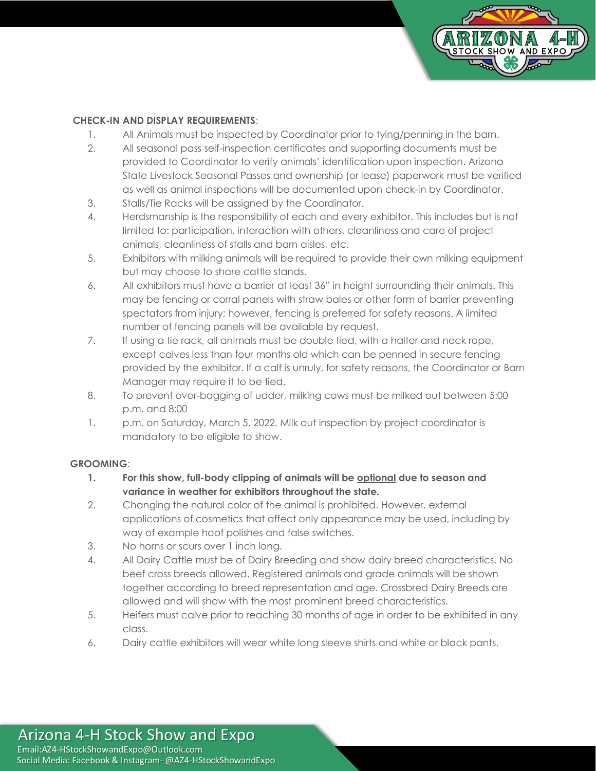**CHECK-IN AND DISPLAY REQUIREMENTS**:

1. All Animals must be inspected by Coordinator prior to tying/penning in the barn.
2. All seasonal pass self-inspection certificates and supporting documents must be provided to Coordinator to verify animals' identification upon inspection. Arizona State Livestock Seasonal Passes and ownership (or lease) paperwork must be verified as well as animal inspections will be documented upon check-in by Coordinator.
3. Stalls/Tie Racks will be assigned by the Coordinator.
4. Herdsmanship is the responsibility of each and every exhibitor. This includes but is not limited to: participation, interaction with others, cleanliness and care of project animals, cleanliness of stalls and barn aisles, etc.
5. Exhibitors with milking animals will be required to provide their own milking equipment but may choose to share cattle stands.
6. All exhibitors must have a barrier at least 36" in height surrounding their animals. This may be fencing or corral panels with straw bales or other form of barrier preventing spectators from injury; however, fencing is preferred for safety reasons. A limited number of fencing panels will be available by request.
7. If using a tie rack, all animals must be double tied, with a halter and neck rope, except calves less than four months old which can be penned in secure fencing provided by the exhibitor. If a calf is unruly, for safety reasons, the Coordinator or Barn Manager may require it to be tied.
8. To prevent over-bagging of udder, milking cows must be milked out between 5:00 p.m. and 8:00
1. p.m. on Saturday, March 5, 2022. Milk out inspection by project coordinator is mandatory to be eligible to show.

**GROOMING**:

1. **For this show, full-body clipping of animals will be <u>optional</u> due to season and variance in weather for exhibitors throughout the state.**
2. Changing the natural color of the animal is prohibited. However, external applications of cosmetics that affect only appearance may be used, including by way of example hoof polishes and false switches.
3. No horns or scurs over 1 inch long.
4. All Dairy Cattle must be of Dairy Breeding and show dairy breed characteristics. No beef cross breeds allowed. Registered animals and grade animals will be shown together according to breed representation and age. Crossbred Dairy Breeds are allowed and will show with the most prominent breed characteristics.
5. Heifers must calve prior to reaching 30 months of age in order to be exhibited in any class.
6. Dairy cattle exhibitors will wear white long sleeve shirts and white or black pants.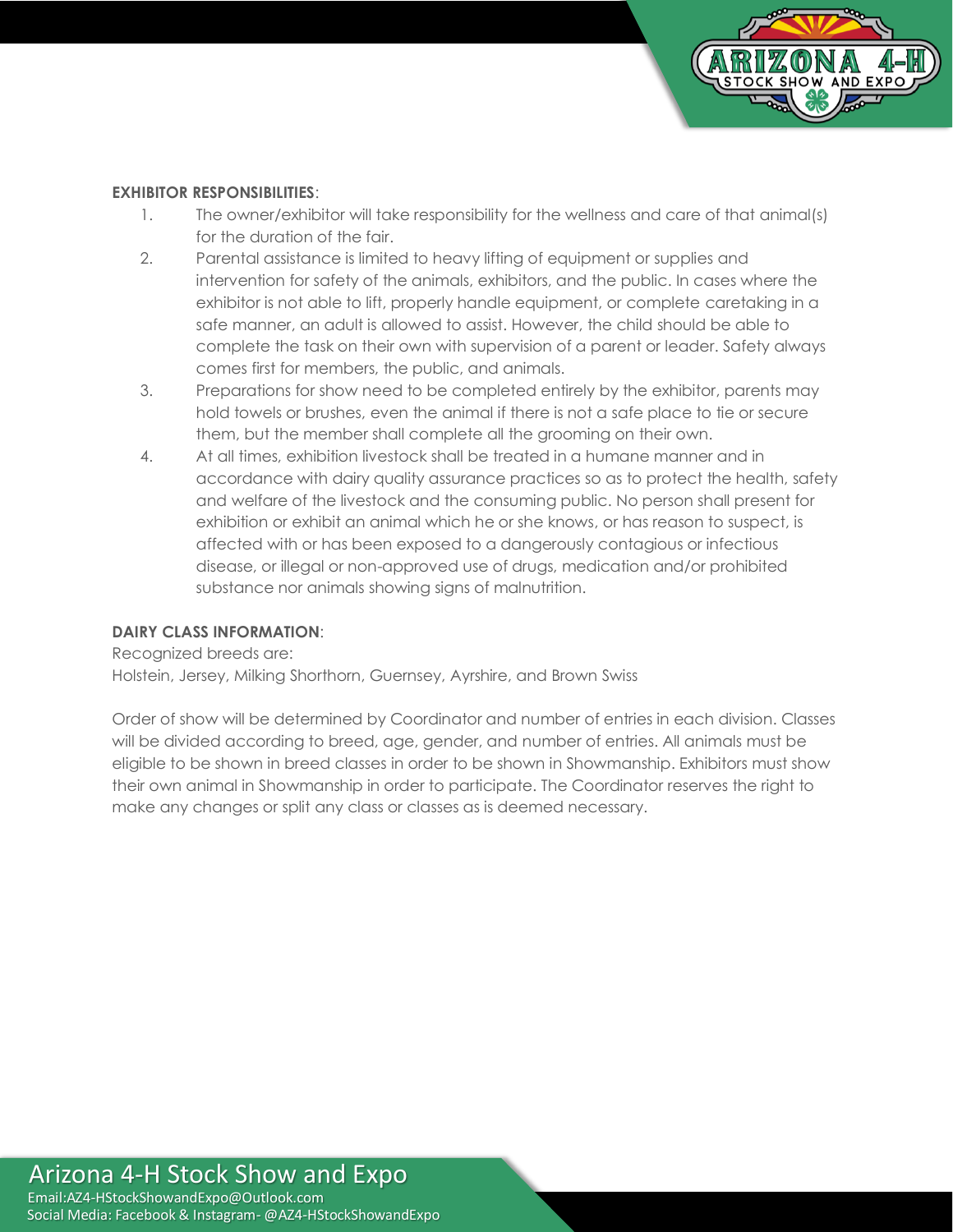**EXHIBITOR RESPONSIBILITIES**:

1. The owner/exhibitor will take responsibility for the wellness and care of that animal(s) for the duration of the fair.
2. Parental assistance is limited to heavy lifting of equipment or supplies and intervention for safety of the animals, exhibitors, and the public. In cases where the exhibitor is not able to lift, properly handle equipment, or complete caretaking in a safe manner, an adult is allowed to assist. However, the child should be able to complete the task on their own with supervision of a parent or leader. Safety always comes first for members, the public, and animals.
3. Preparations for show need to be completed entirely by the exhibitor, parents may hold towels or brushes, even the animal if there is not a safe place to tie or secure them, but the member shall complete all the grooming on their own.
4. At all times, exhibition livestock shall be treated in a humane manner and in accordance with dairy quality assurance practices so as to protect the health, safety and welfare of the livestock and the consuming public. No person shall present for exhibition or exhibit an animal which he or she knows, or has reason to suspect, is affected with or has been exposed to a dangerously contagious or infectious disease, or illegal or non-approved use of drugs, medication and/or prohibited substance nor animals showing signs of malnutrition.

**DAIRY CLASS INFORMATION**:

Recognized breeds are:
Holstein, Jersey, Milking Shorthorn, Guernsey, Ayrshire, and Brown Swiss

Order of show will be determined by Coordinator and number of entries in each division. Classes will be divided according to breed, age, gender, and number of entries. All animals must be eligible to be shown in breed classes in order to be shown in Showmanship. Exhibitors must show their own animal in Showmanship in order to participate. The Coordinator reserves the right to make any changes or split any class or classes as is deemed necessary.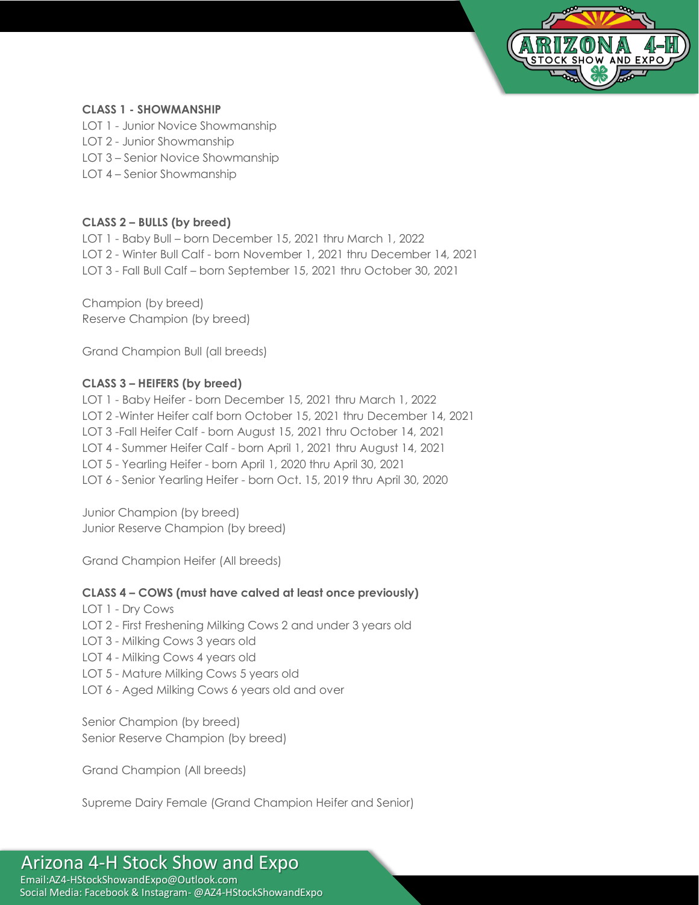**CLASS 1 - SHOWMANSHIP**

LOT 1 - Junior Novice Showmanship
LOT 2 - Junior Showmanship
LOT 3 – Senior Novice Showmanship
LOT 4 – Senior Showmanship

**CLASS 2 – BULLS (by breed)**

LOT 1 - Baby Bull – born December 15, 2021 thru March 1, 2022
LOT 2 - Winter Bull Calf - born November 1, 2021 thru December 14, 2021
LOT 3 - Fall Bull Calf – born September 15, 2021 thru October 30, 2021

Champion (by breed)
Reserve Champion (by breed)

Grand Champion Bull (all breeds)

**CLASS 3 – HEIFERS (by breed)**

LOT 1 - Baby Heifer - born December 15, 2021 thru March 1, 2022
LOT 2 -Winter Heifer calf born October 15, 2021 thru December 14, 2021
LOT 3 -Fall Heifer Calf - born August 15, 2021 thru October 14, 2021
LOT 4 - Summer Heifer Calf - born April 1, 2021 thru August 14, 2021
LOT 5 - Yearling Heifer - born April 1, 2020 thru April 30, 2021
LOT 6 - Senior Yearling Heifer - born Oct. 15, 2019 thru April 30, 2020

Junior Champion (by breed)
Junior Reserve Champion (by breed)

Grand Champion Heifer (All breeds)

**CLASS 4 – COWS (must have calved at least once previously)**

LOT 1 - Dry Cows
LOT 2 - First Freshening Milking Cows 2 and under 3 years old
LOT 3 - Milking Cows 3 years old
LOT 4 - Milking Cows 4 years old
LOT 5 - Mature Milking Cows 5 years old
LOT 6 - Aged Milking Cows 6 years old and over

Senior Champion (by breed)
Senior Reserve Champion (by breed)

Grand Champion (All breeds)

Supreme Dairy Female (Grand Champion Heifer and Senior)